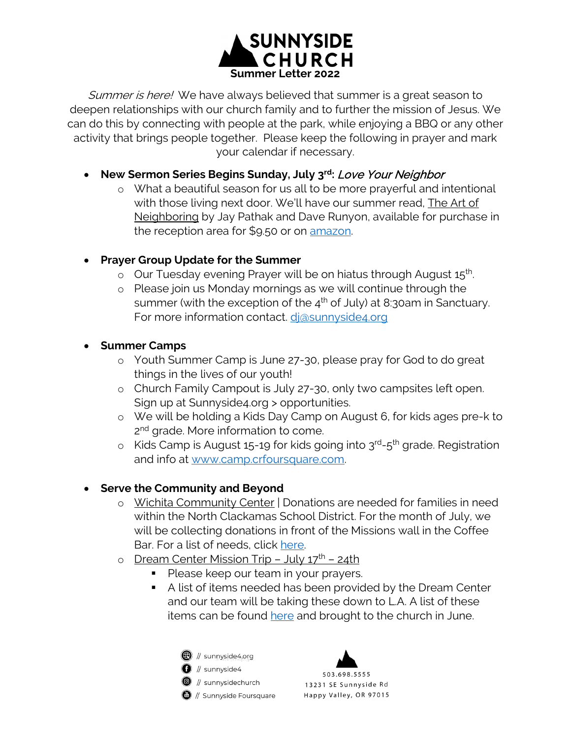# SUNNYSIDE CHURCH

**Summer Letter 2022**

*Summer is here!* We have always believed that summer is a great season to deepen relationships with our church family and to further the mission of Jesus. We can do this by connecting with people at the park, while enjoying a BBQ or any other activity that brings people together. Please keep the following in prayer and mark your calendar if necessary.

- **New Sermon Series Begins Sunday, July 3rd:** *Love Your Neighbor*
    - What a beautiful season for us all to be more prayerful and intentional with those living next door. We'll have our summer read, The Art of Neighboring by Jay Pathak and Dave Runyon, available for purchase in the reception area for $9.50 or on amazon.

- **Prayer Group Update for the Summer**
    - Our Tuesday evening Prayer will be on hiatus through August 15th.
    - Please join us Monday mornings as we will continue through the summer (with the exception of the 4th of July) at 8:30am in Sanctuary. For more information contact. dj@sunnyside4.org

- **Summer Camps**
    - Youth Summer Camp is June 27-30, please pray for God to do great things in the lives of our youth!
    - Church Family Campout is July 27-30, only two campsites left open. Sign up at Sunnyside4.org > opportunities.
    - We will be holding a Kids Day Camp on August 6, for kids ages pre-k to 2nd grade. More information to come.
    - Kids Camp is August 15-19 for kids going into 3rd-5th grade. Registration and info at www.camp.crfoursquare.com.

- **Serve the Community and Beyond**
    - Wichita Community Center | Donations are needed for families in need within the North Clackamas School District. For the month of July, we will be collecting donations in front of the Missions wall in the Coffee Bar. For a list of needs, click here.
    - Dream Center Mission Trip – July 17th – 24th
        - Please keep our team in your prayers.
        - A list of items needed has been provided by the Dream Center and our team will be taking these down to L.A. A list of these items can be found here and brought to the church in June.

// sunnyside4.org
// sunnyside4
// sunnysidechurch
// Sunnyside Foursquare

503.698.5555
13231 SE Sunnyside Rd
Happy Valley, OR 97015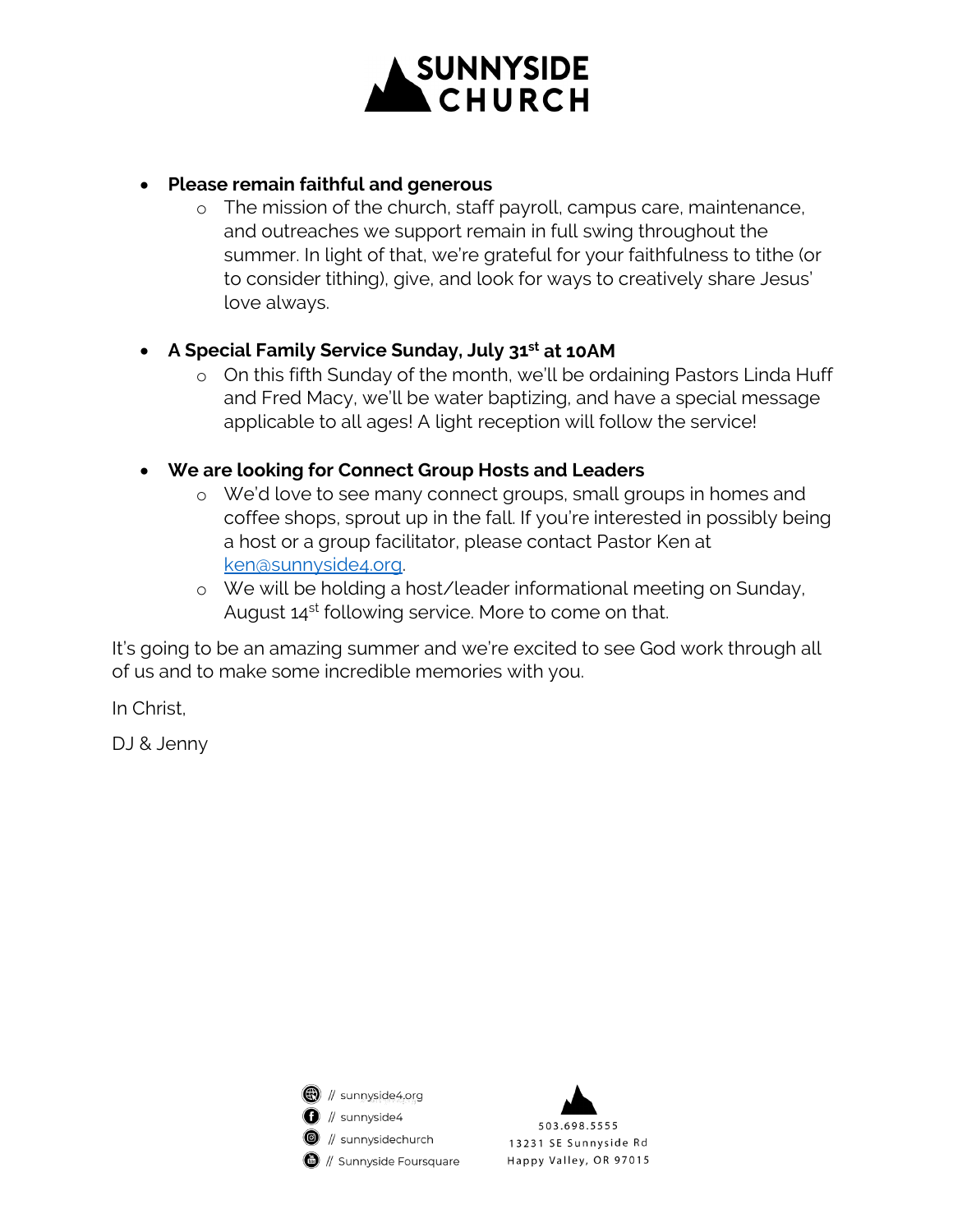- **Please remain faithful and generous**
  - The mission of the church, staff payroll, campus care, maintenance, and outreaches we support remain in full swing throughout the summer. In light of that, we're grateful for your faithfulness to tithe (or to consider tithing), give, and look for ways to creatively share Jesus' love always.

- **A Special Family Service Sunday, July 31st at 10AM**
  - On this fifth Sunday of the month, we'll be ordaining Pastors Linda Huff and Fred Macy, we'll be water baptizing, and have a special message applicable to all ages! A light reception will follow the service!

- **We are looking for Connect Group Hosts and Leaders**
  - We'd love to see many connect groups, small groups in homes and coffee shops, sprout up in the fall. If you're interested in possibly being a host or a group facilitator, please contact Pastor Ken at ken@sunnyside4.org.
  - We will be holding a host/leader informational meeting on Sunday, August 14th following service. More to come on that.

It's going to be an amazing summer and we're excited to see God work through all of us and to make some incredible memories with you.

In Christ,

DJ & Jenny